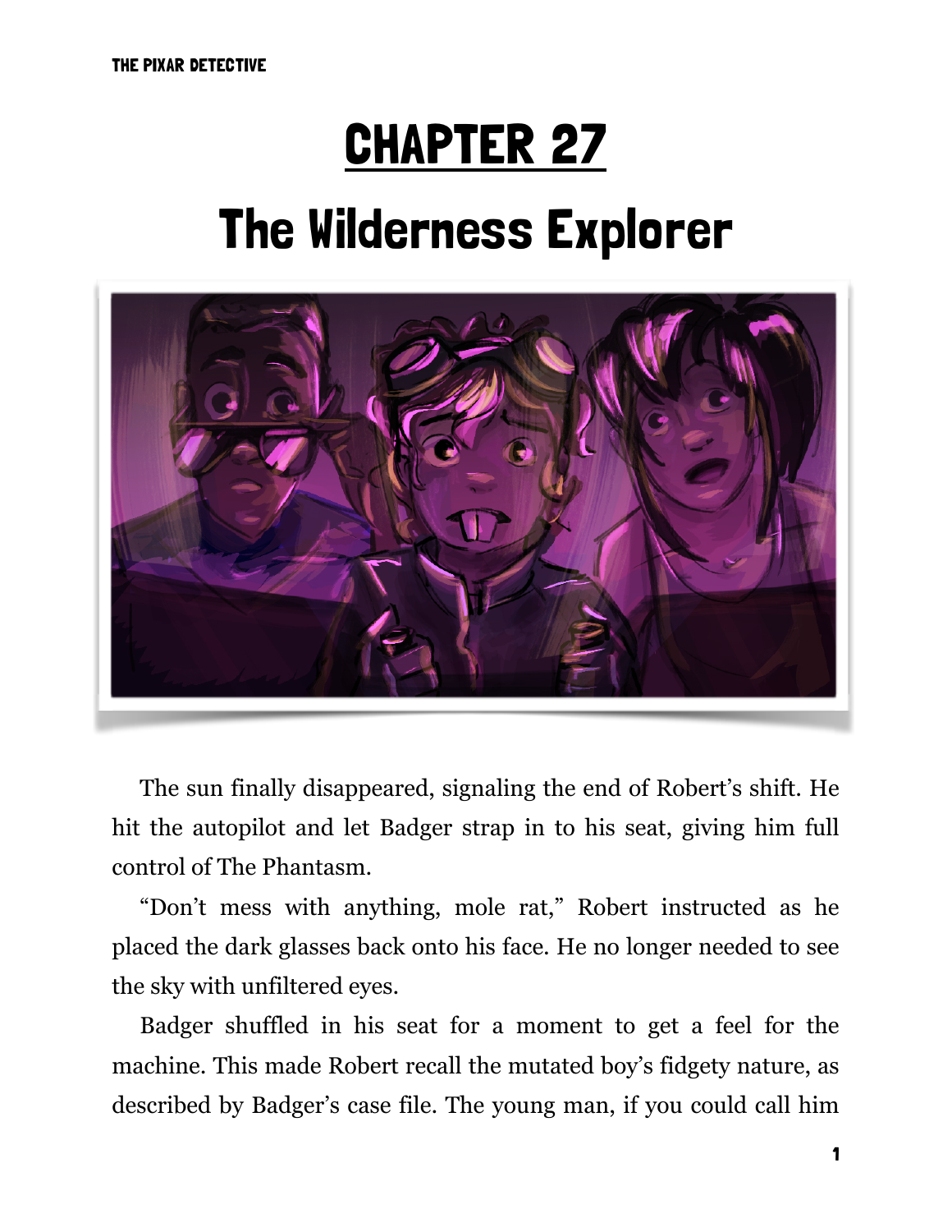# CHAPTER 27

# The Wilderness Explorer

The sun finally disappeared, signaling the end of Robert's shift. He hit the autopilot and let Badger strap in to his seat, giving him full control of The Phantasm.

"Don't mess with anything, mole rat," Robert instructed as he placed the dark glasses back onto his face. He no longer needed to see the sky with unfiltered eyes.

Badger shuffled in his seat for a moment to get a feel for the machine. This made Robert recall the mutated boy's fidgety nature, as described by Badger's case file. The young man, if you could call him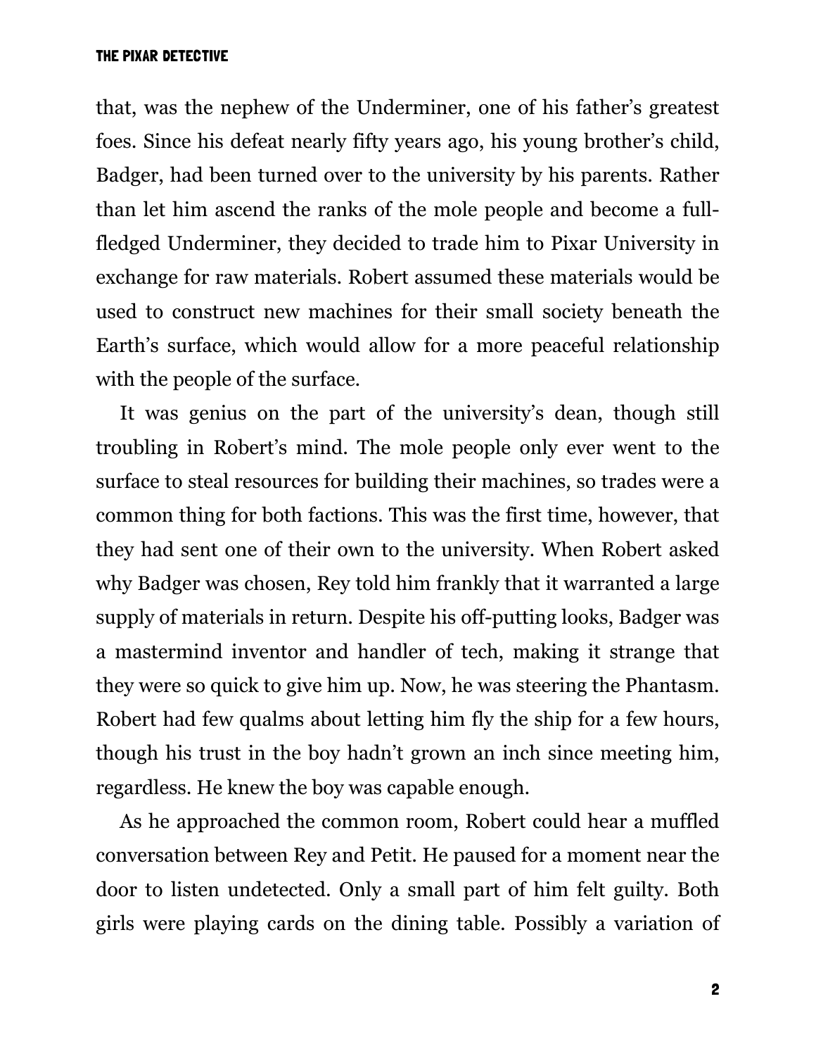that, was the nephew of the Underminer, one of his father's greatest foes. Since his defeat nearly fifty years ago, his young brother's child, Badger, had been turned over to the university by his parents. Rather than let him ascend the ranks of the mole people and become a full-fledged Underminer, they decided to trade him to Pixar University in exchange for raw materials. Robert assumed these materials would be used to construct new machines for their small society beneath the Earth's surface, which would allow for a more peaceful relationship with the people of the surface.

It was genius on the part of the university's dean, though still troubling in Robert's mind. The mole people only ever went to the surface to steal resources for building their machines, so trades were a common thing for both factions. This was the first time, however, that they had sent one of their own to the university. When Robert asked why Badger was chosen, Rey told him frankly that it warranted a large supply of materials in return. Despite his off-putting looks, Badger was a mastermind inventor and handler of tech, making it strange that they were so quick to give him up. Now, he was steering the Phantasm. Robert had few qualms about letting him fly the ship for a few hours, though his trust in the boy hadn't grown an inch since meeting him, regardless. He knew the boy was capable enough.

As he approached the common room, Robert could hear a muffled conversation between Rey and Petit. He paused for a moment near the door to listen undetected. Only a small part of him felt guilty. Both girls were playing cards on the dining table. Possibly a variation of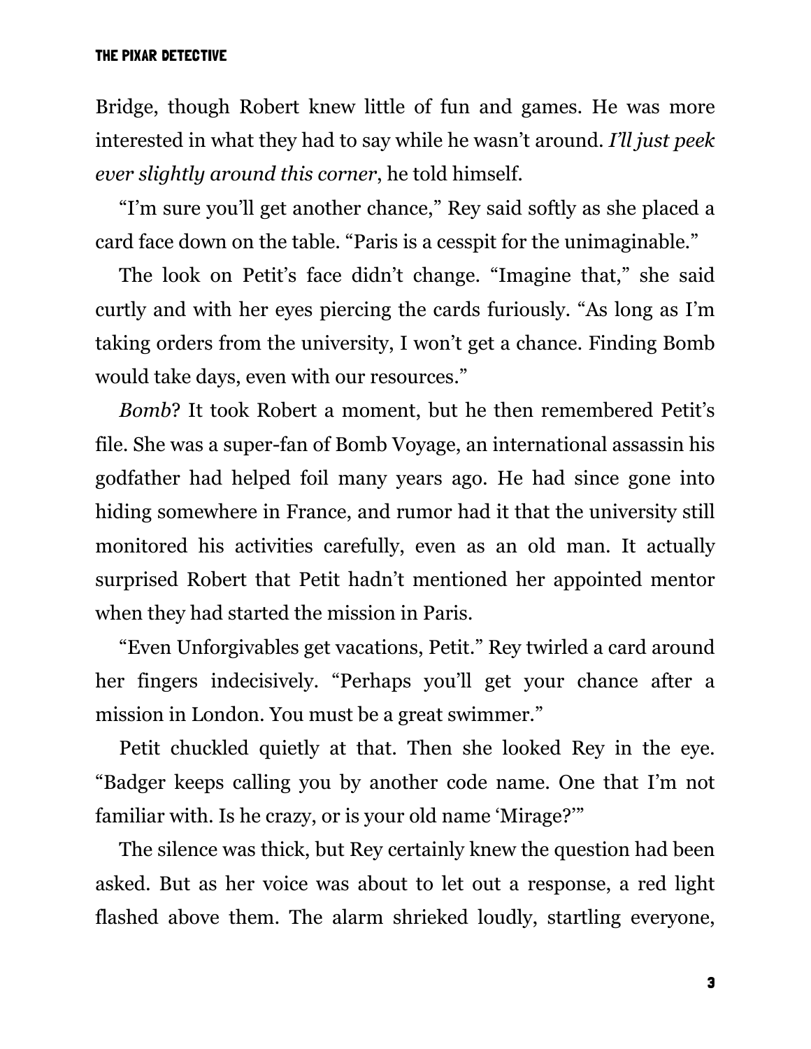Bridge, though Robert knew little of fun and games. He was more interested in what they had to say while he wasn't around. *I'll just peek ever slightly around this corner*, he told himself.

"I'm sure you'll get another chance," Rey said softly as she placed a card face down on the table. "Paris is a cesspit for the unimaginable."

The look on Petit's face didn't change. "Imagine that," she said curtly and with her eyes piercing the cards furiously. "As long as I'm taking orders from the university, I won't get a chance. Finding Bomb would take days, even with our resources."

*Bomb*? It took Robert a moment, but he then remembered Petit's file. She was a super-fan of Bomb Voyage, an international assassin his godfather had helped foil many years ago. He had since gone into hiding somewhere in France, and rumor had it that the university still monitored his activities carefully, even as an old man. It actually surprised Robert that Petit hadn't mentioned her appointed mentor when they had started the mission in Paris.

"Even Unforgivables get vacations, Petit." Rey twirled a card around her fingers indecisively. "Perhaps you'll get your chance after a mission in London. You must be a great swimmer."

Petit chuckled quietly at that. Then she looked Rey in the eye. "Badger keeps calling you by another code name. One that I'm not familiar with. Is he crazy, or is your old name 'Mirage?'"

The silence was thick, but Rey certainly knew the question had been asked. But as her voice was about to let out a response, a red light flashed above them. The alarm shrieked loudly, startling everyone,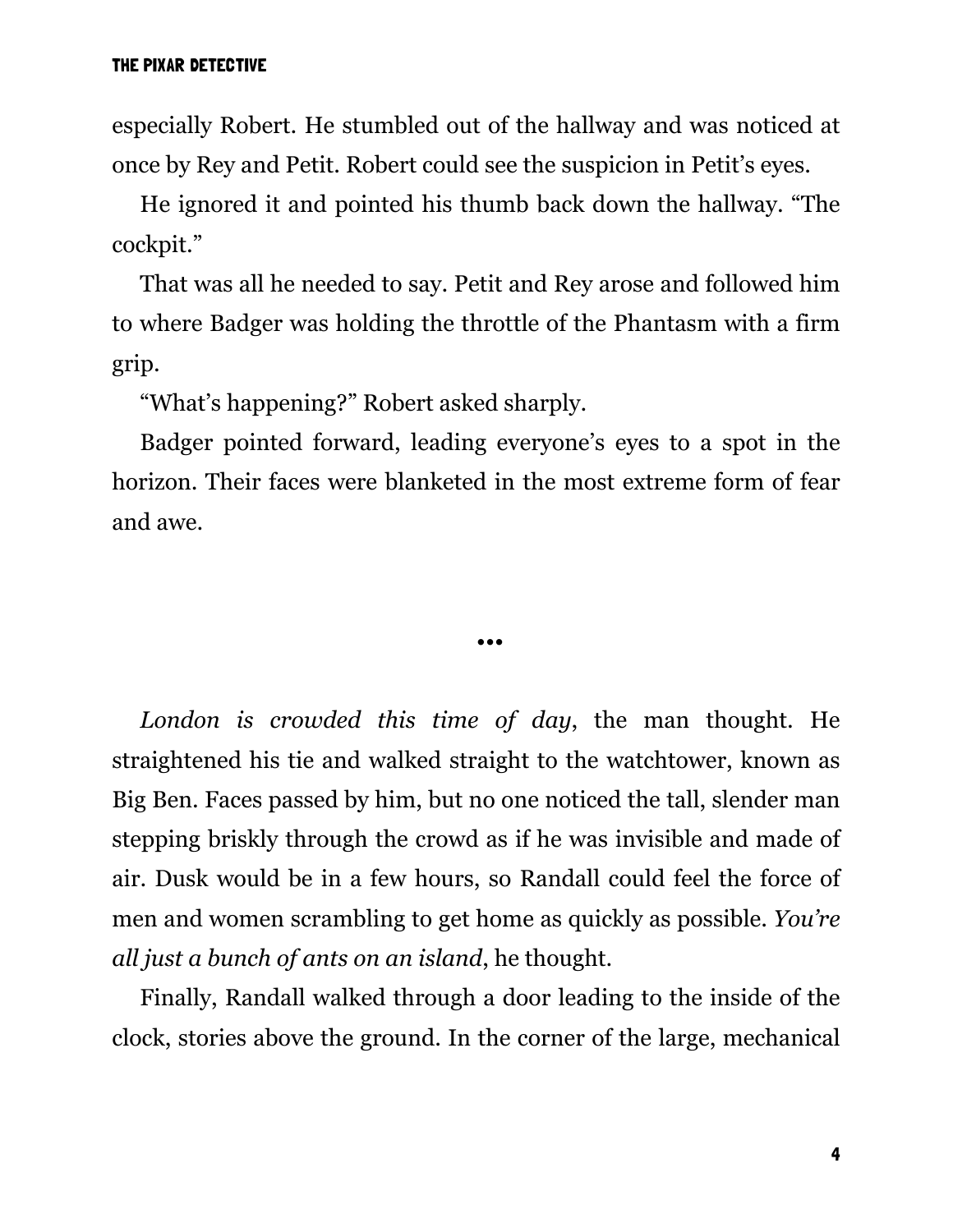especially Robert. He stumbled out of the hallway and was noticed at once by Rey and Petit. Robert could see the suspicion in Petit's eyes.

He ignored it and pointed his thumb back down the hallway. "The cockpit."

That was all he needed to say. Petit and Rey arose and followed him to where Badger was holding the throttle of the Phantasm with a firm grip.

"What's happening?" Robert asked sharply.

Badger pointed forward, leading everyone's eyes to a spot in the horizon. Their faces were blanketed in the most extreme form of fear and awe.

•••

*London is crowded this time of day*, the man thought. He straightened his tie and walked straight to the watchtower, known as Big Ben. Faces passed by him, but no one noticed the tall, slender man stepping briskly through the crowd as if he was invisible and made of air. Dusk would be in a few hours, so Randall could feel the force of men and women scrambling to get home as quickly as possible. *You're all just a bunch of ants on an island*, he thought.

Finally, Randall walked through a door leading to the inside of the clock, stories above the ground. In the corner of the large, mechanical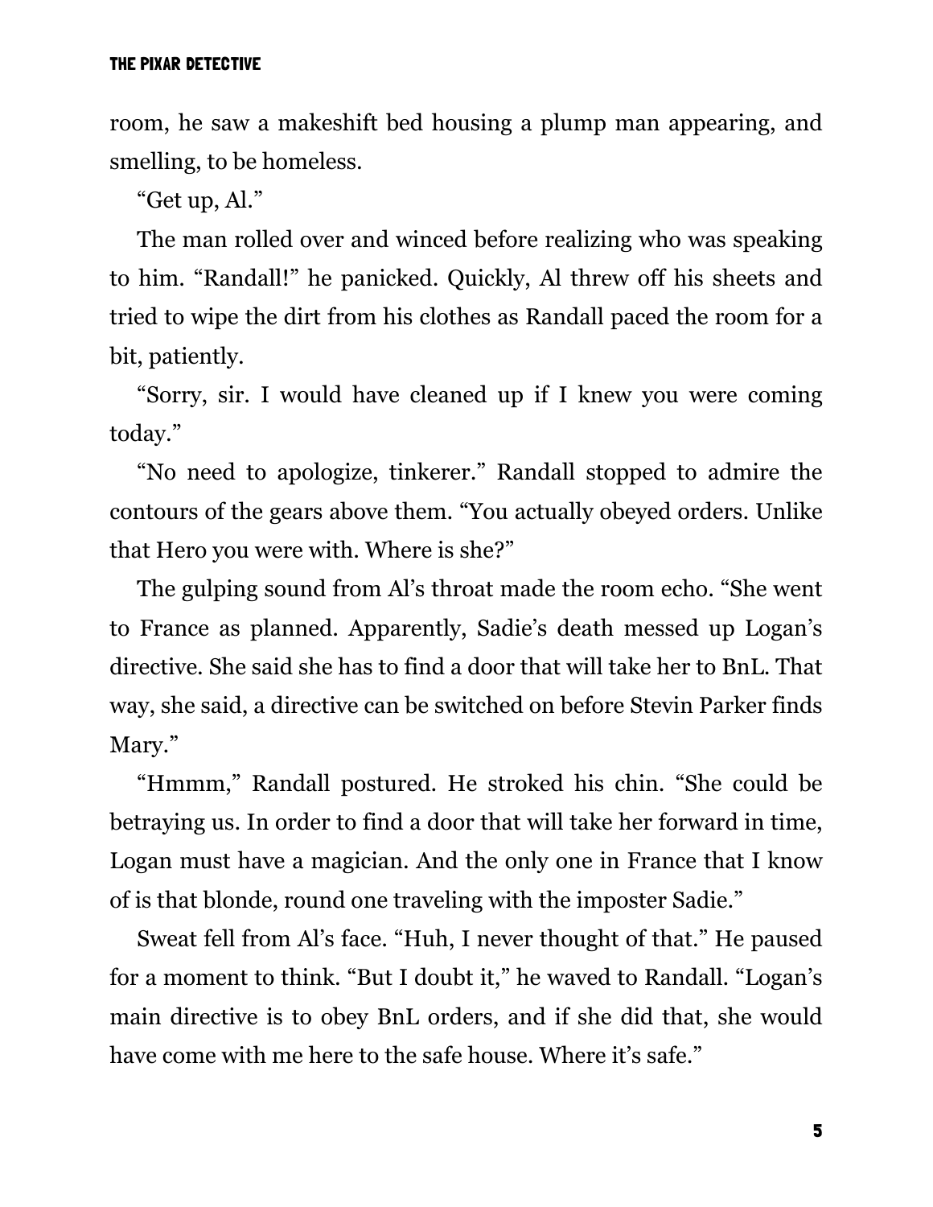room, he saw a makeshift bed housing a plump man appearing, and smelling, to be homeless.

"Get up, Al."

The man rolled over and winced before realizing who was speaking to him. "Randall!" he panicked. Quickly, Al threw off his sheets and tried to wipe the dirt from his clothes as Randall paced the room for a bit, patiently.

"Sorry, sir. I would have cleaned up if I knew you were coming today."

"No need to apologize, tinkerer." Randall stopped to admire the contours of the gears above them. "You actually obeyed orders. Unlike that Hero you were with. Where is she?"

The gulping sound from Al's throat made the room echo. "She went to France as planned. Apparently, Sadie's death messed up Logan's directive. She said she has to find a door that will take her to BnL. That way, she said, a directive can be switched on before Stevin Parker finds Mary."

"Hmmm," Randall postured. He stroked his chin. "She could be betraying us. In order to find a door that will take her forward in time, Logan must have a magician. And the only one in France that I know of is that blonde, round one traveling with the imposter Sadie."

Sweat fell from Al's face. "Huh, I never thought of that." He paused for a moment to think. "But I doubt it," he waved to Randall. "Logan's main directive is to obey BnL orders, and if she did that, she would have come with me here to the safe house. Where it's safe."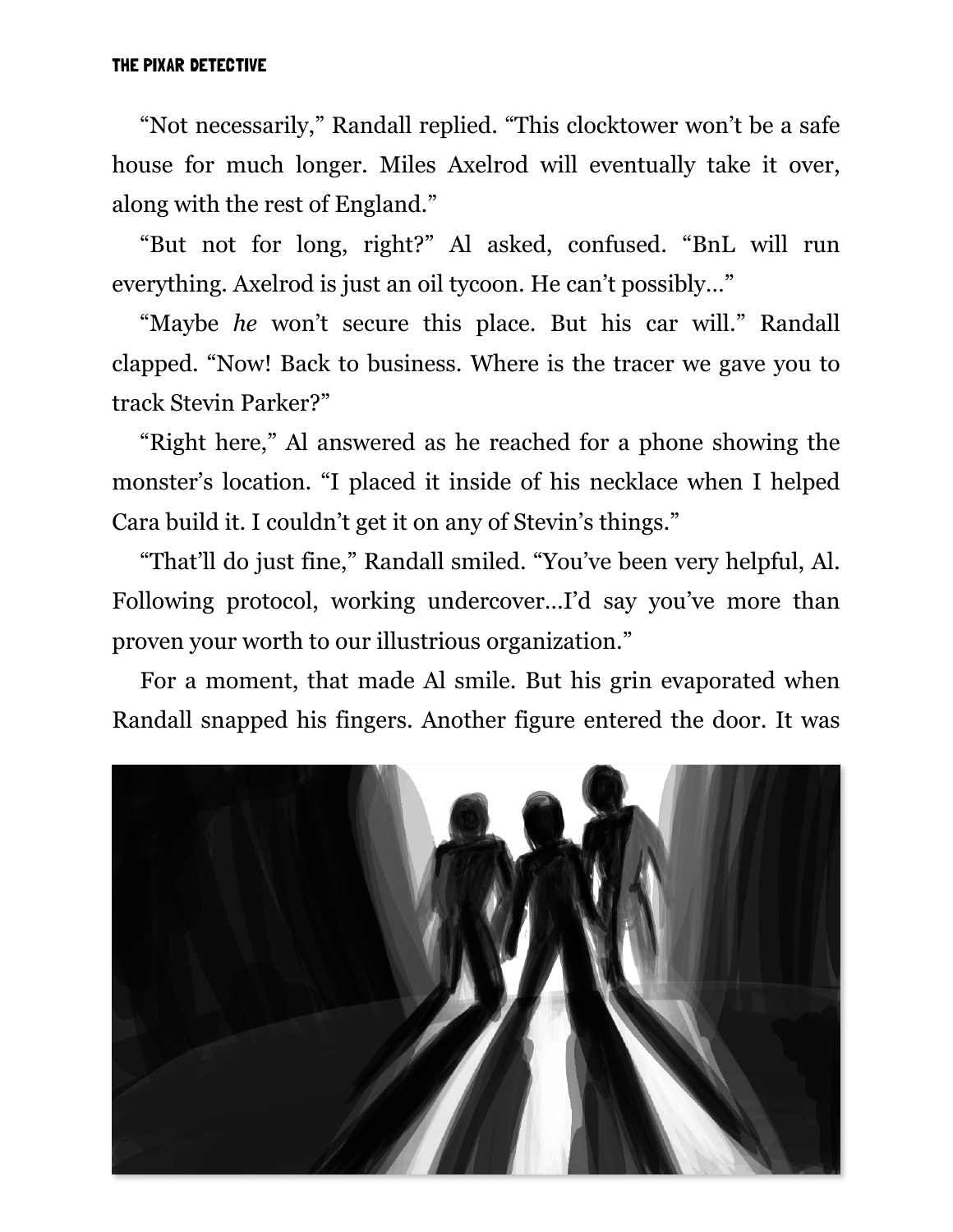"Not necessarily," Randall replied. "This clocktower won't be a safe house for much longer. Miles Axelrod will eventually take it over, along with the rest of England."

"But not for long, right?" Al asked, confused. "BnL will run everything. Axelrod is just an oil tycoon. He can't possibly…"

"Maybe *he* won't secure this place. But his car will." Randall clapped. "Now! Back to business. Where is the tracer we gave you to track Stevin Parker?"

"Right here," Al answered as he reached for a phone showing the monster's location. "I placed it inside of his necklace when I helped Cara build it. I couldn't get it on any of Stevin's things."

"That'll do just fine," Randall smiled. "You've been very helpful, Al. Following protocol, working undercover…I'd say you've more than proven your worth to our illustrious organization."

For a moment, that made Al smile. But his grin evaporated when Randall snapped his fingers. Another figure entered the door. It was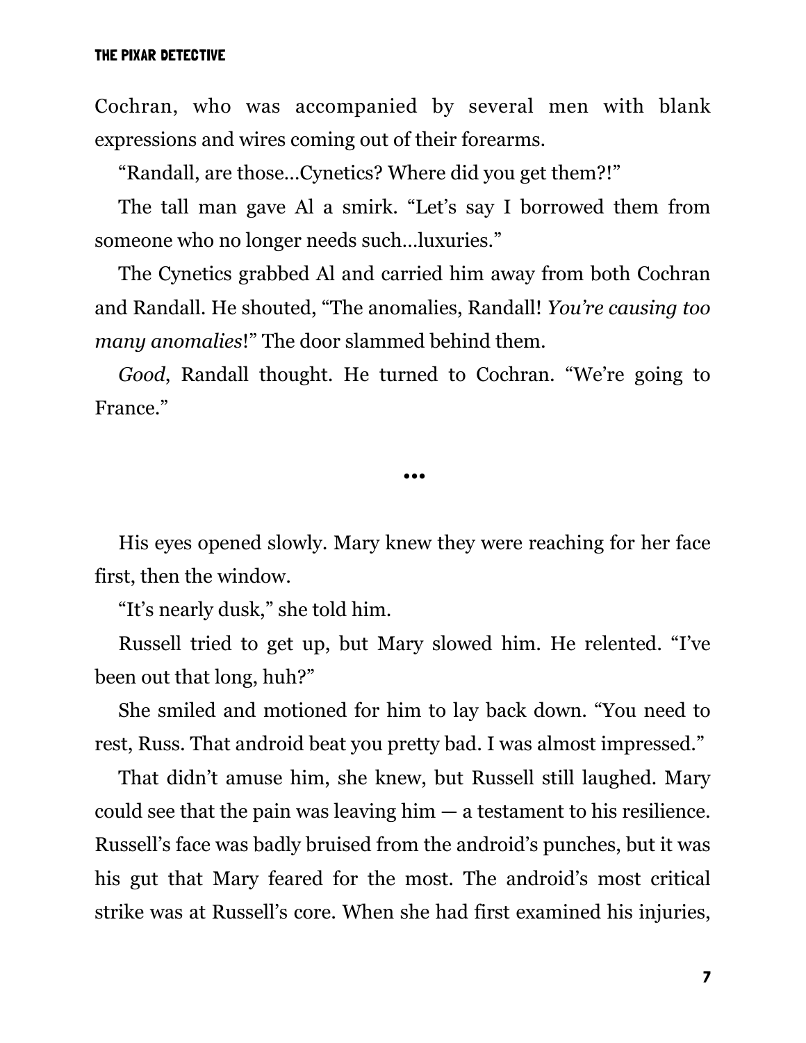Cochran, who was accompanied by several men with blank expressions and wires coming out of their forearms.

"Randall, are those…Cynetics? Where did you get them?!"

The tall man gave Al a smirk. "Let's say I borrowed them from someone who no longer needs such…luxuries."

The Cynetics grabbed Al and carried him away from both Cochran and Randall. He shouted, "The anomalies, Randall! *You're causing too many anomalies*!" The door slammed behind them.

*Good*, Randall thought. He turned to Cochran. "We're going to France."

•••

His eyes opened slowly. Mary knew they were reaching for her face first, then the window.

"It's nearly dusk," she told him.

Russell tried to get up, but Mary slowed him. He relented. "I've been out that long, huh?"

She smiled and motioned for him to lay back down. "You need to rest, Russ. That android beat you pretty bad. I was almost impressed."

That didn't amuse him, she knew, but Russell still laughed. Mary could see that the pain was leaving him — a testament to his resilience. Russell's face was badly bruised from the android's punches, but it was his gut that Mary feared for the most. The android's most critical strike was at Russell's core. When she had first examined his injuries,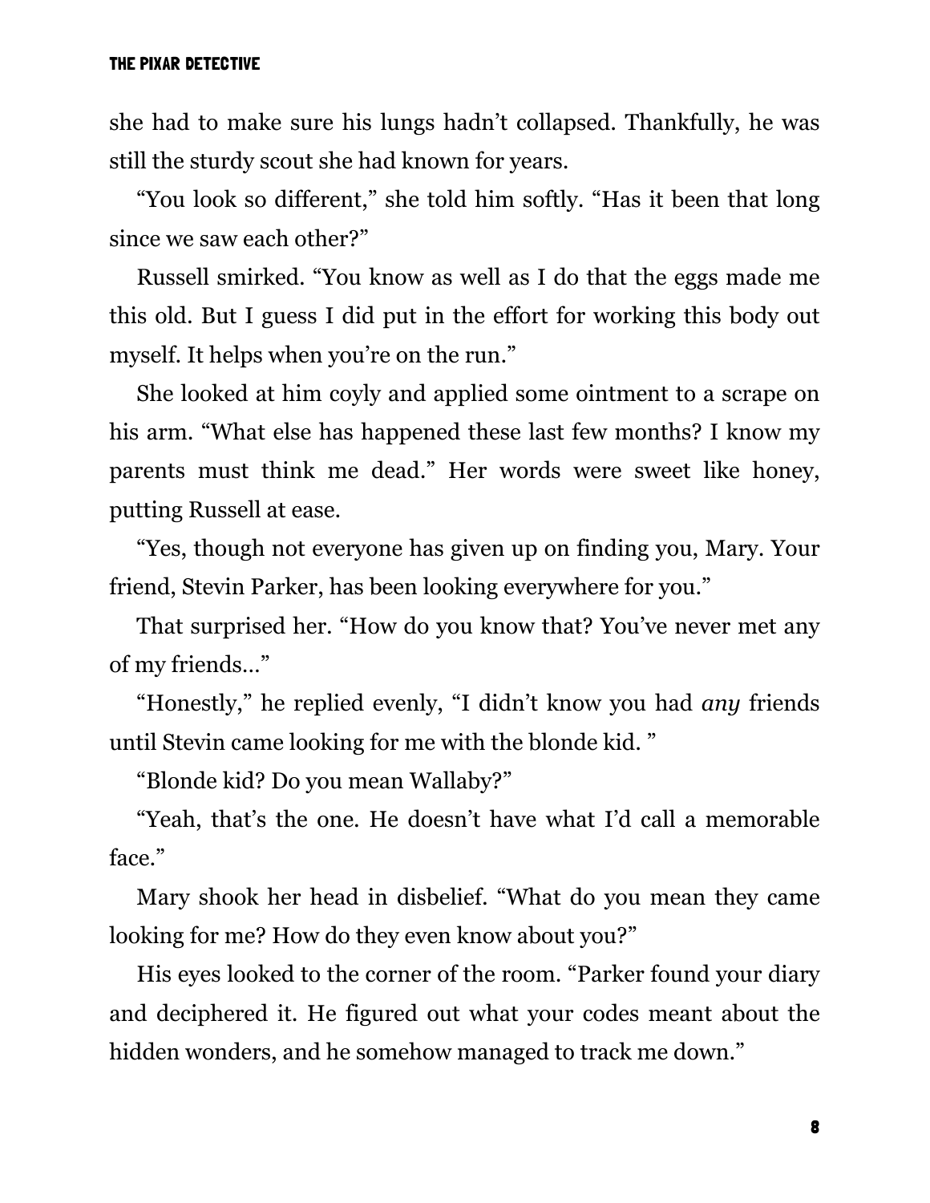she had to make sure his lungs hadn't collapsed. Thankfully, he was still the sturdy scout she had known for years.

"You look so different," she told him softly. "Has it been that long since we saw each other?"

Russell smirked. "You know as well as I do that the eggs made me this old. But I guess I did put in the effort for working this body out myself. It helps when you're on the run."

She looked at him coyly and applied some ointment to a scrape on his arm. "What else has happened these last few months? I know my parents must think me dead." Her words were sweet like honey, putting Russell at ease.

"Yes, though not everyone has given up on finding you, Mary. Your friend, Stevin Parker, has been looking everywhere for you."

That surprised her. "How do you know that? You've never met any of my friends…"

"Honestly," he replied evenly, "I didn't know you had *any* friends until Stevin came looking for me with the blonde kid. "

"Blonde kid? Do you mean Wallaby?"

"Yeah, that's the one. He doesn't have what I'd call a memorable face."

Mary shook her head in disbelief. "What do you mean they came looking for me? How do they even know about you?"

His eyes looked to the corner of the room. "Parker found your diary and deciphered it. He figured out what your codes meant about the hidden wonders, and he somehow managed to track me down."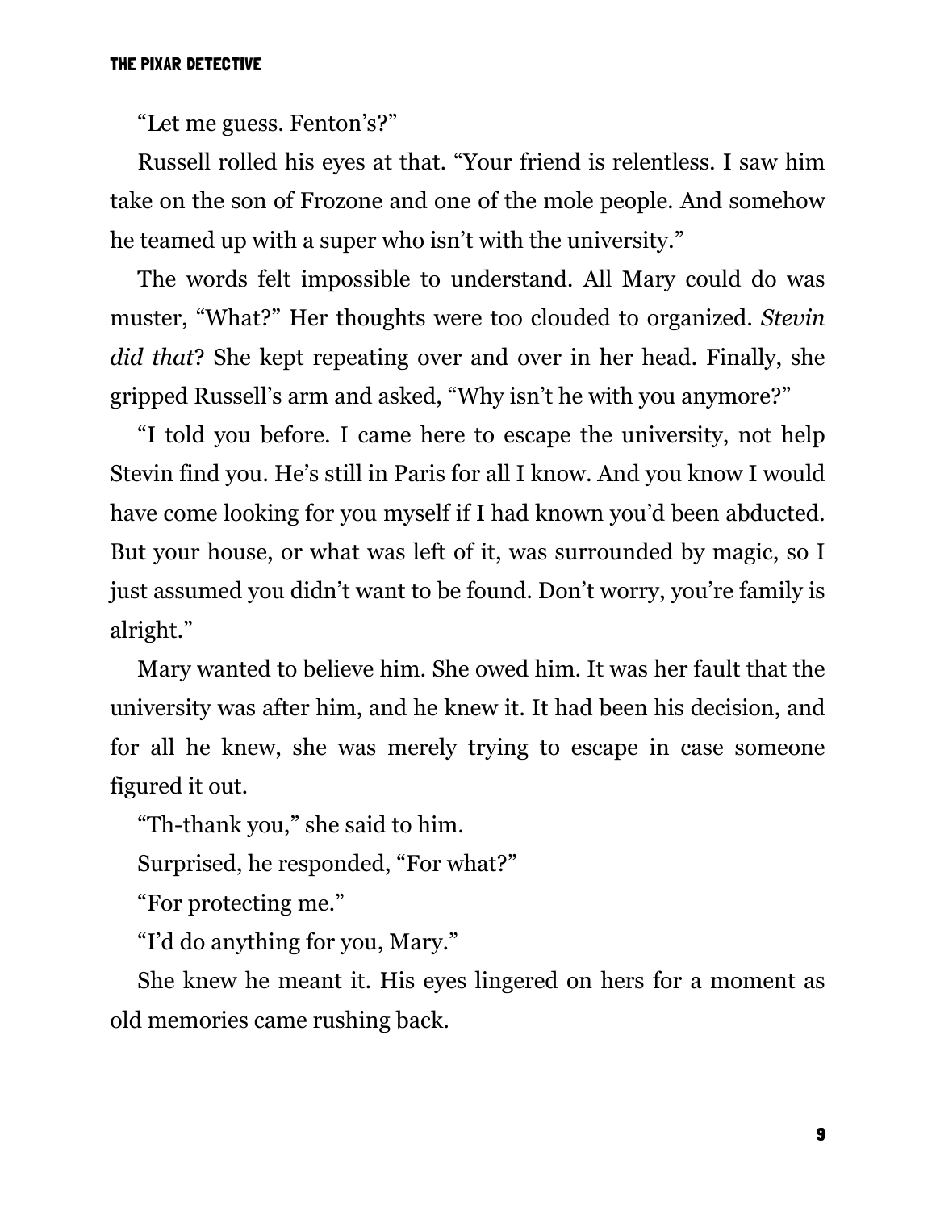"Let me guess. Fenton's?"

Russell rolled his eyes at that. "Your friend is relentless. I saw him take on the son of Frozone and one of the mole people. And somehow he teamed up with a super who isn't with the university."

The words felt impossible to understand. All Mary could do was muster, "What?" Her thoughts were too clouded to organized. *Stevin did that*? She kept repeating over and over in her head. Finally, she gripped Russell's arm and asked, "Why isn't he with you anymore?"

"I told you before. I came here to escape the university, not help Stevin find you. He's still in Paris for all I know. And you know I would have come looking for you myself if I had known you'd been abducted. But your house, or what was left of it, was surrounded by magic, so I just assumed you didn't want to be found. Don't worry, you're family is alright."

Mary wanted to believe him. She owed him. It was her fault that the university was after him, and he knew it. It had been his decision, and for all he knew, she was merely trying to escape in case someone figured it out.

"Th-thank you," she said to him.

Surprised, he responded, "For what?"

"For protecting me."

"I'd do anything for you, Mary."

She knew he meant it. His eyes lingered on hers for a moment as old memories came rushing back.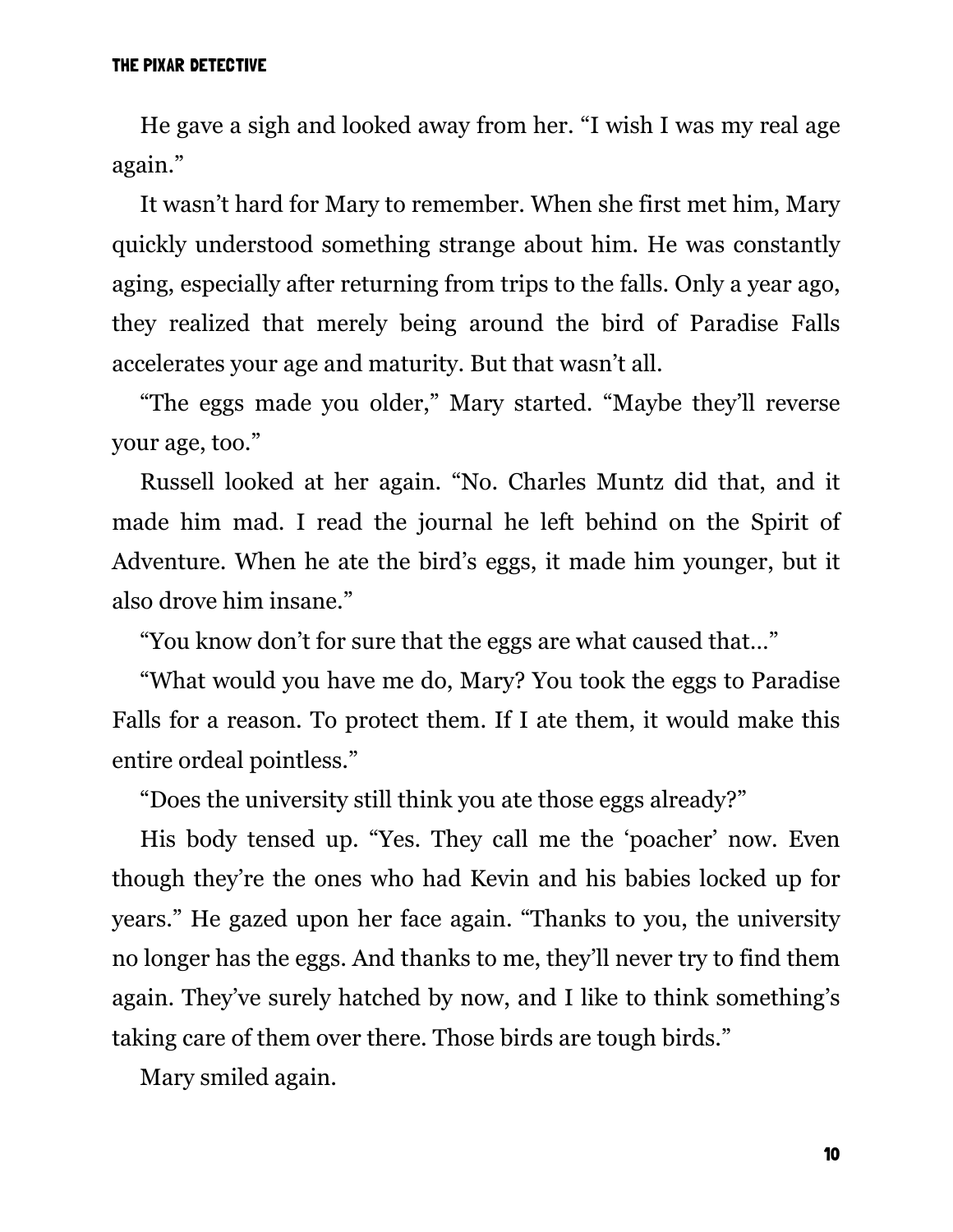He gave a sigh and looked away from her. “I wish I was my real age again.”

It wasn’t hard for Mary to remember. When she first met him, Mary quickly understood something strange about him. He was constantly aging, especially after returning from trips to the falls. Only a year ago, they realized that merely being around the bird of Paradise Falls accelerates your age and maturity. But that wasn’t all.

“The eggs made you older,” Mary started. “Maybe they’ll reverse your age, too.”

Russell looked at her again. “No. Charles Muntz did that, and it made him mad. I read the journal he left behind on the Spirit of Adventure. When he ate the bird’s eggs, it made him younger, but it also drove him insane.”

“You know don’t for sure that the eggs are what caused that…”

“What would you have me do, Mary? You took the eggs to Paradise Falls for a reason. To protect them. If I ate them, it would make this entire ordeal pointless.”

“Does the university still think you ate those eggs already?”

His body tensed up. “Yes. They call me the ‘poacher’ now. Even though they’re the ones who had Kevin and his babies locked up for years.” He gazed upon her face again. “Thanks to you, the university no longer has the eggs. And thanks to me, they’ll never try to find them again. They’ve surely hatched by now, and I like to think something’s taking care of them over there. Those birds are tough birds.”

Mary smiled again.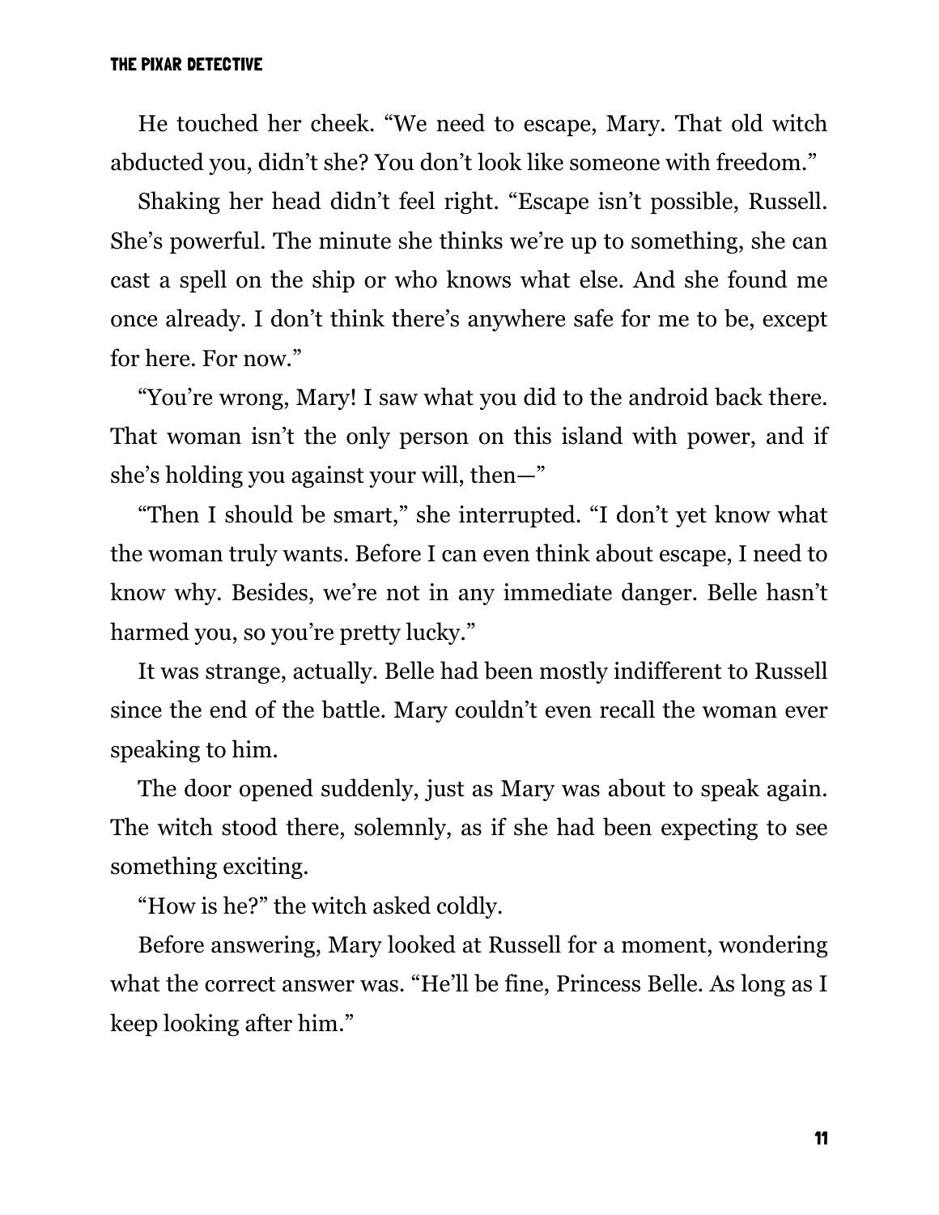He touched her cheek. "We need to escape, Mary. That old witch abducted you, didn't she? You don't look like someone with freedom."

Shaking her head didn't feel right. "Escape isn't possible, Russell. She's powerful. The minute she thinks we're up to something, she can cast a spell on the ship or who knows what else. And she found me once already. I don't think there's anywhere safe for me to be, except for here. For now."

"You're wrong, Mary! I saw what you did to the android back there. That woman isn't the only person on this island with power, and if she's holding you against your will, then—"

"Then I should be smart," she interrupted. "I don't yet know what the woman truly wants. Before I can even think about escape, I need to know why. Besides, we're not in any immediate danger. Belle hasn't harmed you, so you're pretty lucky."

It was strange, actually. Belle had been mostly indifferent to Russell since the end of the battle. Mary couldn't even recall the woman ever speaking to him.

The door opened suddenly, just as Mary was about to speak again. The witch stood there, solemnly, as if she had been expecting to see something exciting.

"How is he?" the witch asked coldly.

Before answering, Mary looked at Russell for a moment, wondering what the correct answer was. "He'll be fine, Princess Belle. As long as I keep looking after him."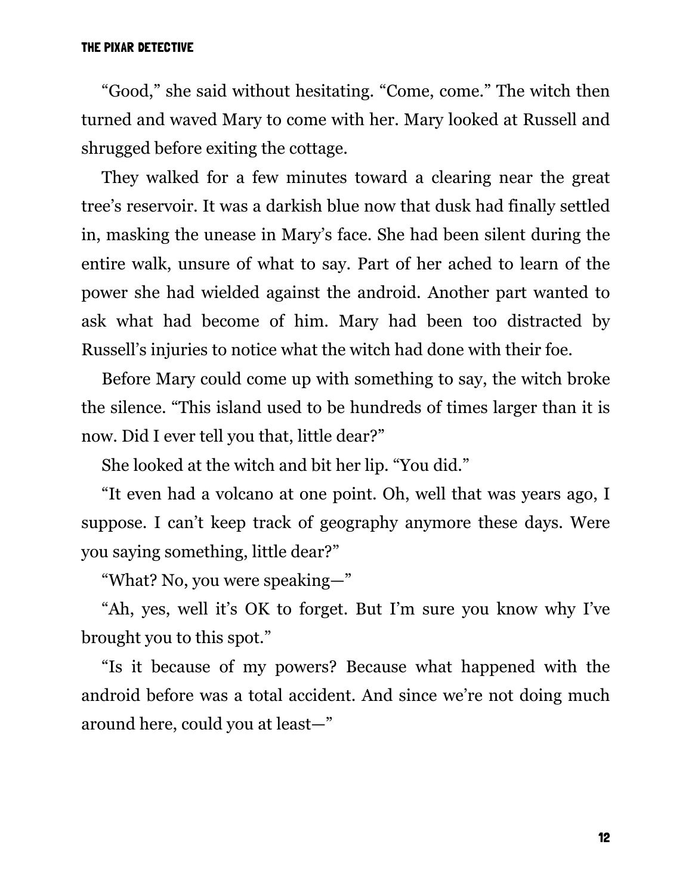“Good,” she said without hesitating. “Come, come.” The witch then turned and waved Mary to come with her. Mary looked at Russell and shrugged before exiting the cottage.

They walked for a few minutes toward a clearing near the great tree’s reservoir. It was a darkish blue now that dusk had finally settled in, masking the unease in Mary’s face. She had been silent during the entire walk, unsure of what to say. Part of her ached to learn of the power she had wielded against the android. Another part wanted to ask what had become of him. Mary had been too distracted by Russell’s injuries to notice what the witch had done with their foe.

Before Mary could come up with something to say, the witch broke the silence. “This island used to be hundreds of times larger than it is now. Did I ever tell you that, little dear?”

She looked at the witch and bit her lip. “You did.”

“It even had a volcano at one point. Oh, well that was years ago, I suppose. I can’t keep track of geography anymore these days. Were you saying something, little dear?”

“What? No, you were speaking—”

“Ah, yes, well it’s OK to forget. But I’m sure you know why I’ve brought you to this spot.”

“Is it because of my powers? Because what happened with the android before was a total accident. And since we’re not doing much around here, could you at least—”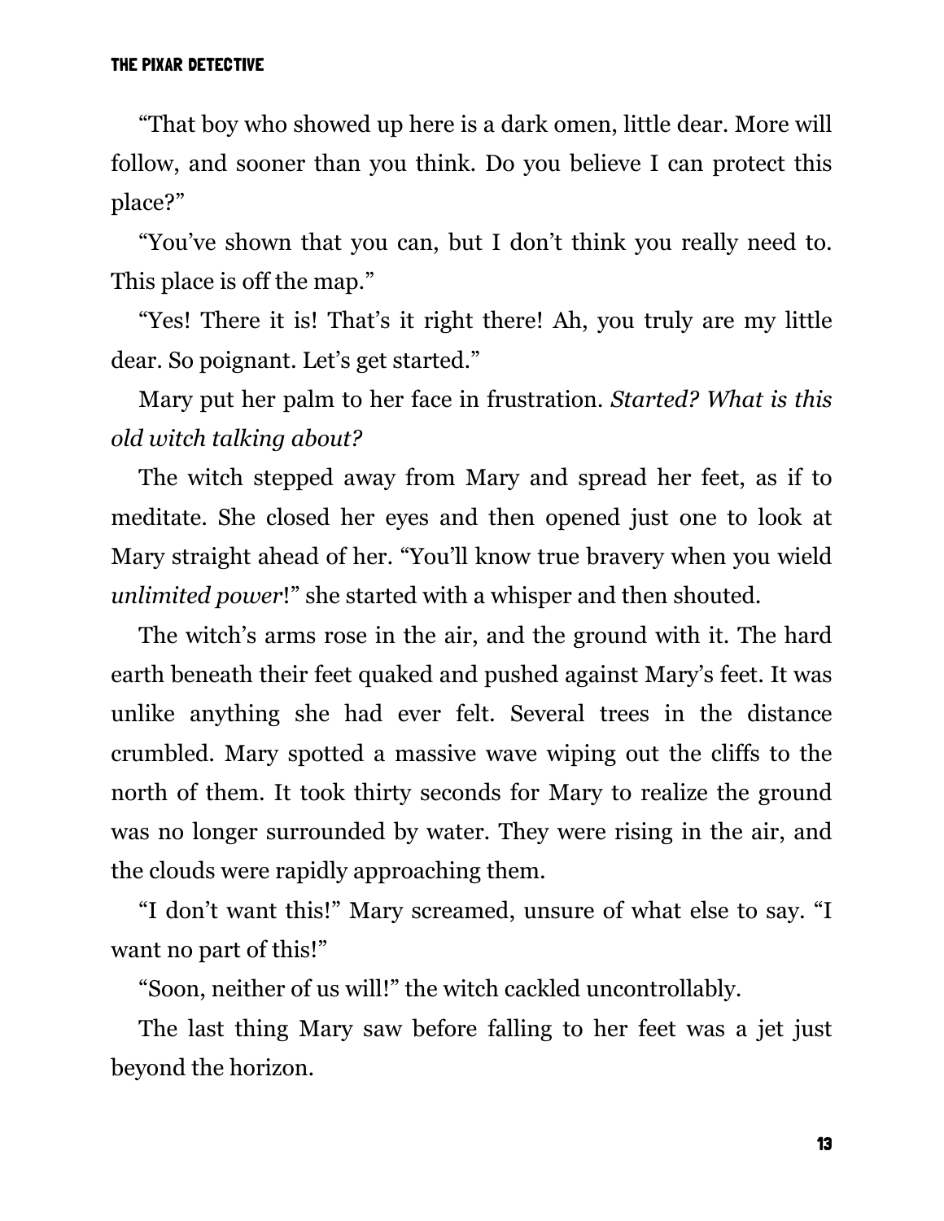"That boy who showed up here is a dark omen, little dear. More will follow, and sooner than you think. Do you believe I can protect this place?"

"You've shown that you can, but I don't think you really need to. This place is off the map."

"Yes! There it is! That's it right there! Ah, you truly are my little dear. So poignant. Let's get started."

Mary put her palm to her face in frustration. *Started? What is this old witch talking about?*

The witch stepped away from Mary and spread her feet, as if to meditate. She closed her eyes and then opened just one to look at Mary straight ahead of her. "You'll know true bravery when you wield *unlimited power*!" she started with a whisper and then shouted.

The witch's arms rose in the air, and the ground with it. The hard earth beneath their feet quaked and pushed against Mary's feet. It was unlike anything she had ever felt. Several trees in the distance crumbled. Mary spotted a massive wave wiping out the cliffs to the north of them. It took thirty seconds for Mary to realize the ground was no longer surrounded by water. They were rising in the air, and the clouds were rapidly approaching them.

"I don't want this!" Mary screamed, unsure of what else to say. "I want no part of this!"

"Soon, neither of us will!" the witch cackled uncontrollably.

The last thing Mary saw before falling to her feet was a jet just beyond the horizon.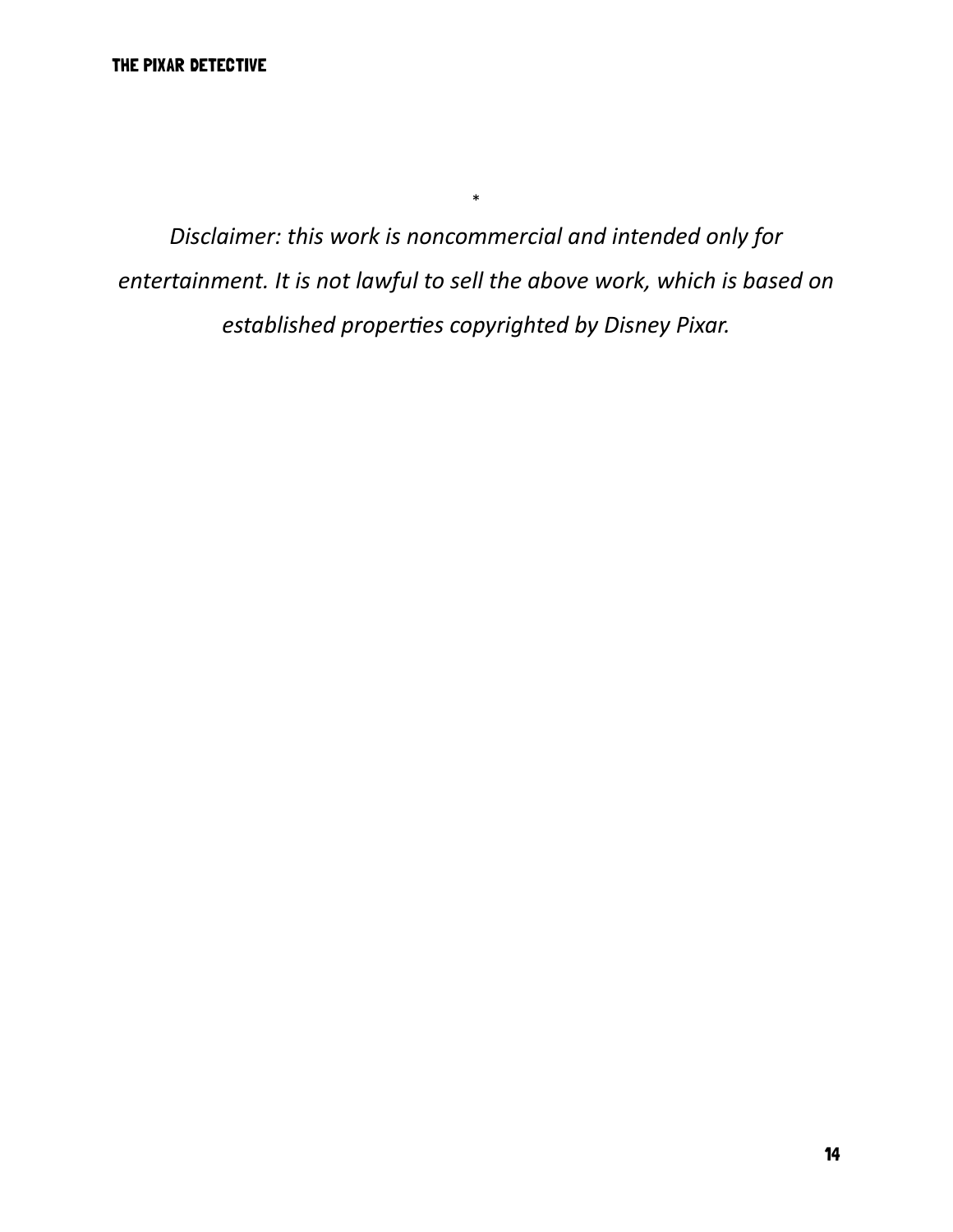*

*Disclaimer: this work is noncommercial and intended only for entertainment. It is not lawful to sell the above work, which is based on established properties copyrighted by Disney Pixar.*